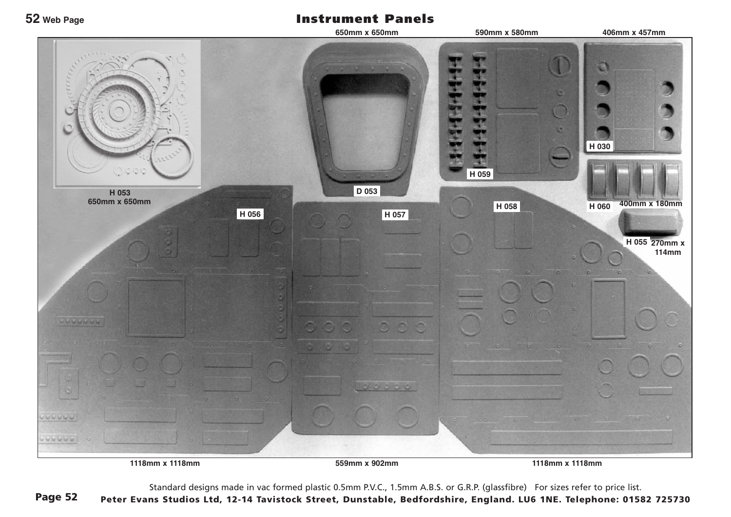# Instrument Panels

650mm x 650mm

590mm x 580mm

406mm x 457mm

H 030

H 059

D 053

H 053
650mm x 650mm

H 056

H 057

H 058

H 060

400mm x 180mm

H 055 270mm x 114mm

1118mm x 1118mm

559mm x 902mm

1118mm x 1118mm

Standard designs made in vac formed plastic 0.5mm P.V.C., 1.5mm A.B.S. or G.R.P. (glassfibre) For sizes refer to price list.

**Peter Evans Studios Ltd, 12-14 Tavistock Street, Dunstable, Bedfordshire, England. LU6 1NE. Telephone: 01582 725730**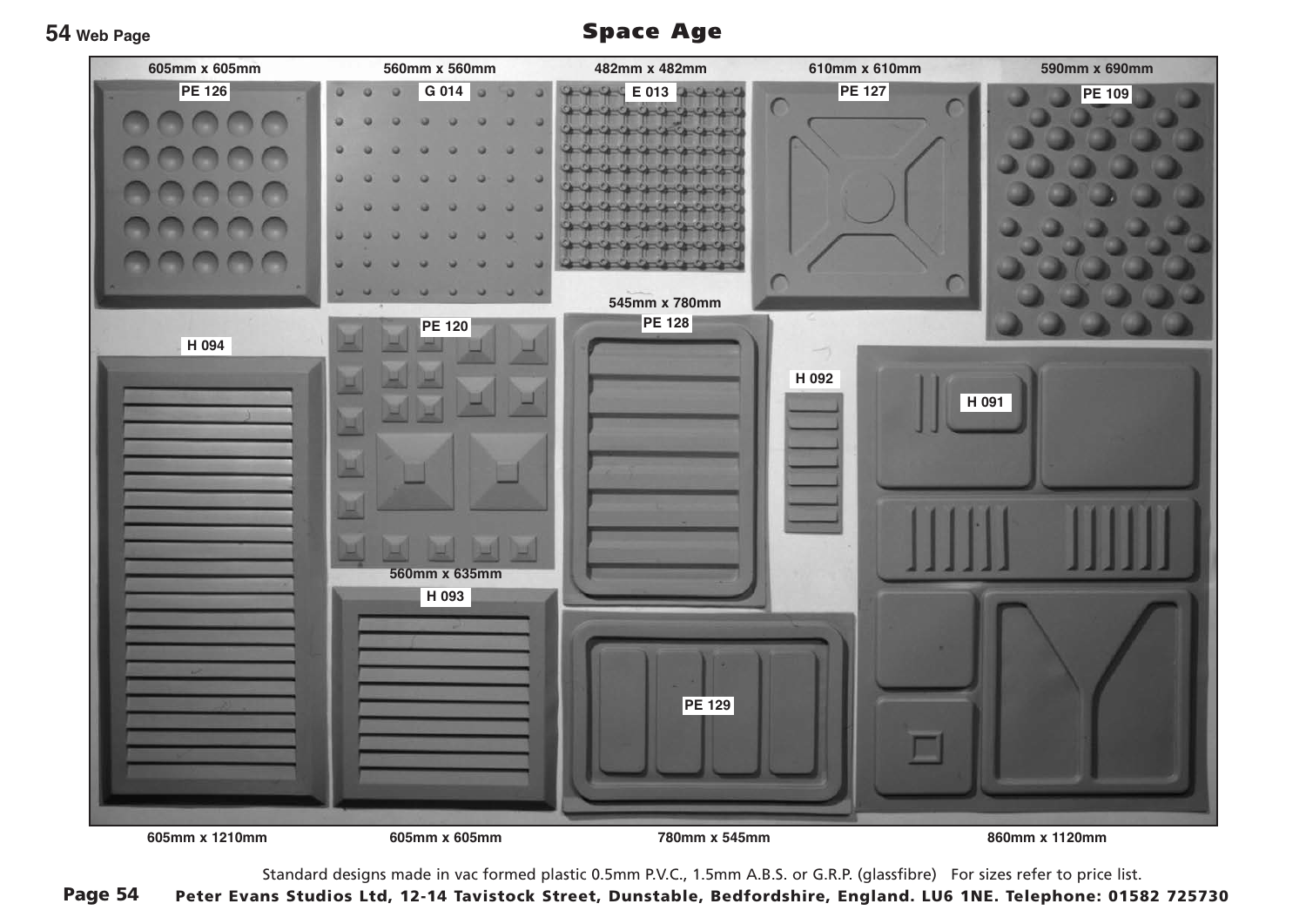# Space Age

605mm x 605mm

PE 126

560mm x 560mm

G 014

482mm x 482mm

E 013

610mm x 610mm

PE 127

590mm x 690mm

PE 109

545mm x 780mm

PE 128

PE 120

H 094

H 092

H 091

560mm x 635mm

H 093

PE 129

605mm x 1210mm

605mm x 605mm

780mm x 545mm

860mm x 1120mm

Standard designs made in vac formed plastic 0.5mm P.V.C., 1.5mm A.B.S. or G.R.P. (glassfibre) For sizes refer to price list.

**Peter Evans Studios Ltd, 12-14 Tavistock Street, Dunstable, Bedfordshire, England. LU6 1NE. Telephone: 01582 725730**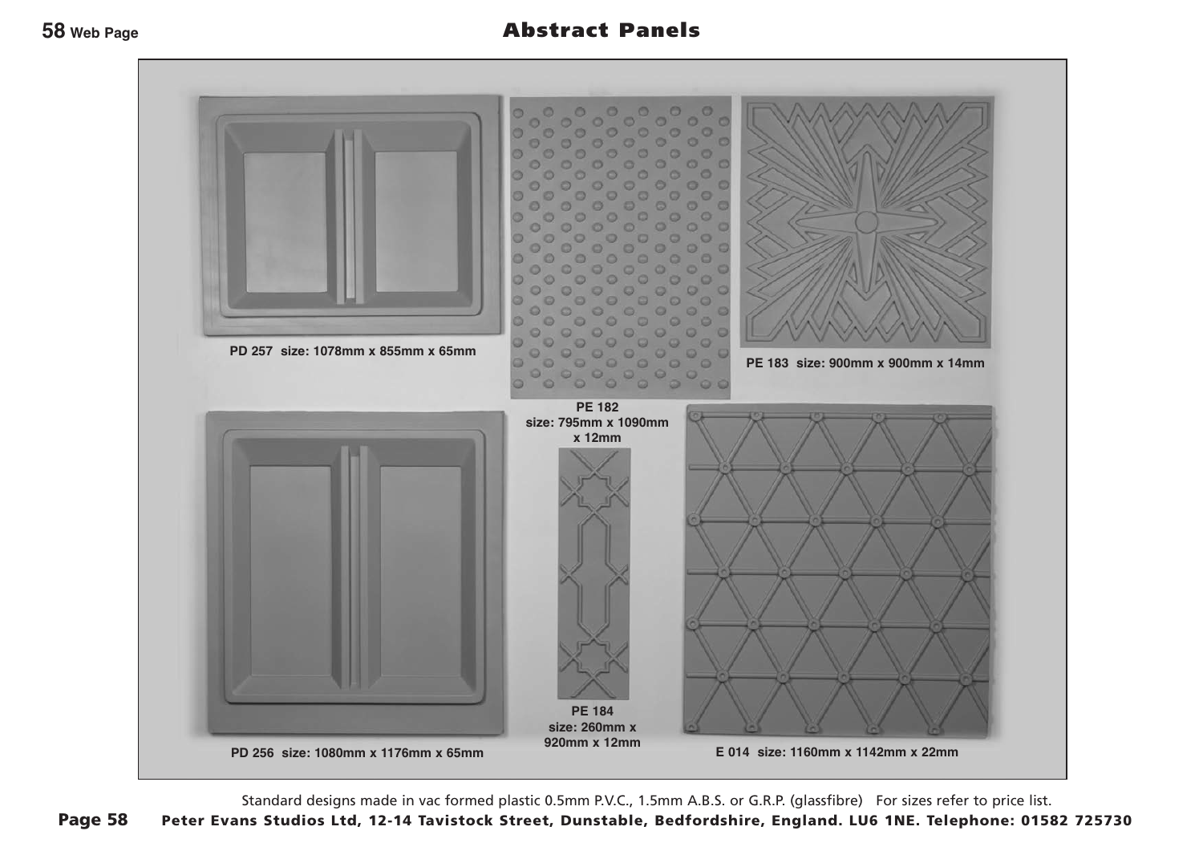# Abstract Panels

PD 257 size: 1078mm x 855mm x 65mm

PE 182
size: 795mm x 1090mm x 12mm

PE 183 size: 900mm x 900mm x 14mm

PE 184
size: 260mm x 920mm x 12mm

PD 256 size: 1080mm x 1176mm x 65mm

E 014 size: 1160mm x 1142mm x 22mm

Standard designs made in vac formed plastic 0.5mm P.V.C., 1.5mm A.B.S. or G.R.P. (glassfibre) For sizes refer to price list.

**Peter Evans Studios Ltd, 12-14 Tavistock Street, Dunstable, Bedfordshire, England. LU6 1NE. Telephone: 01582 725730**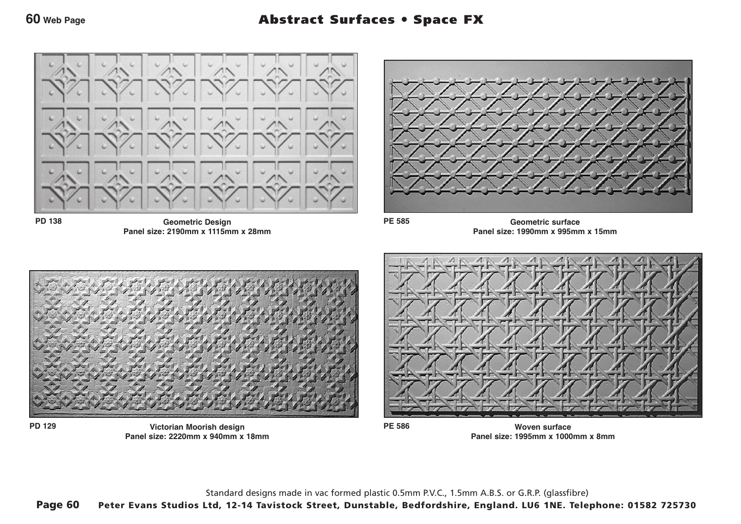# Abstract Surfaces • Space FX

**PD 138** **Geometric Design**
**Panel size: 2190mm x 1115mm x 28mm**

**PE 585** **Geometric surface**
**Panel size: 1990mm x 995mm x 15mm**

**PD 129** **Victorian Moorish design**
**Panel size: 2220mm x 940mm x 18mm**

**PE 586** **Woven surface**
**Panel size: 1995mm x 1000mm x 8mm**

Standard designs made in vac formed plastic 0.5mm P.V.C., 1.5mm A.B.S. or G.R.P. (glassfibre)

**Peter Evans Studios Ltd, 12-14 Tavistock Street, Dunstable, Bedfordshire, England. LU6 1NE. Telephone: 01582 725730**